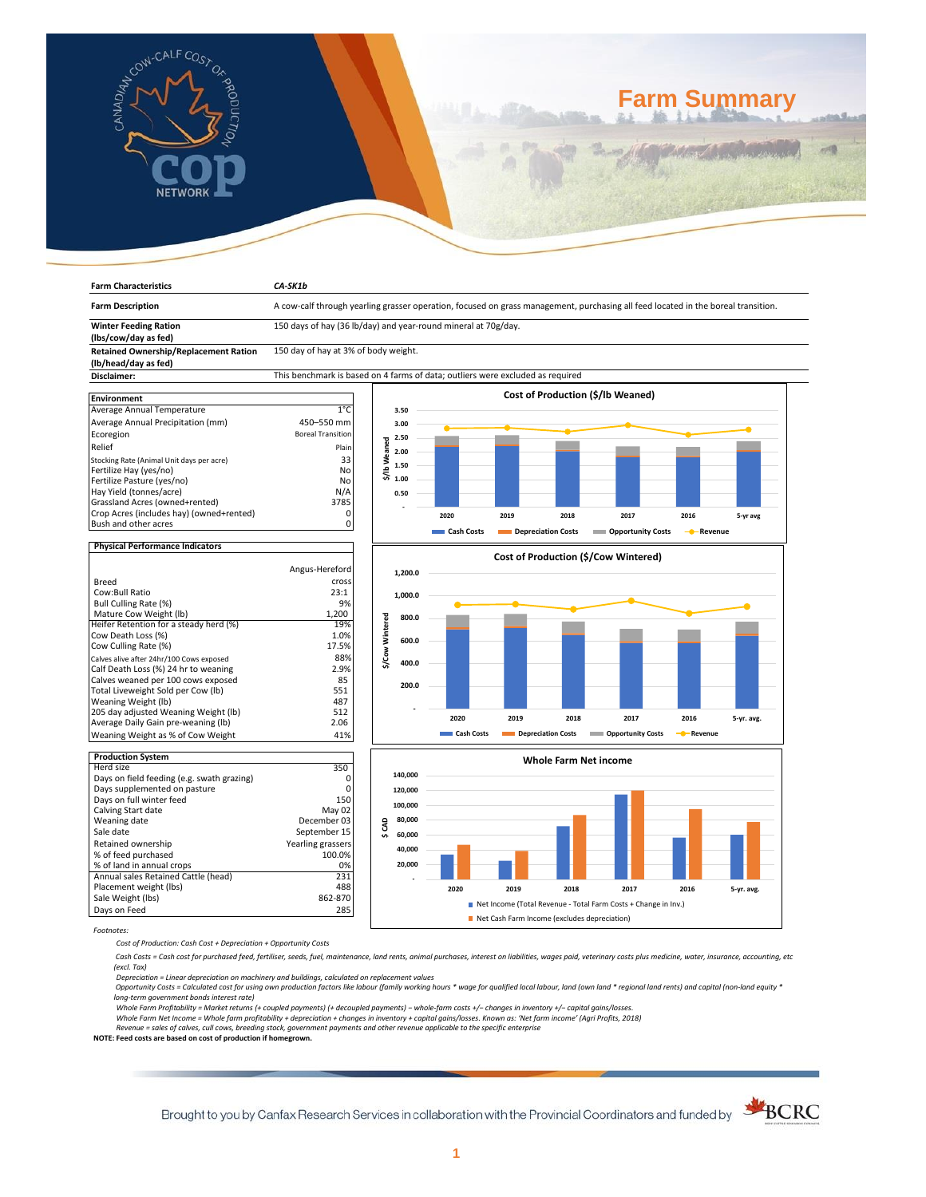# Farm Summary

| Farm Characteristics | CA-SK1b |
|---|---|
| Farm Description | A cow-calf through yearling grasser operation, focused on grass management, purchasing all feed located in the boreal transition. |
| Winter Feeding Ration (lbs/cow/day as fed) | 150 days of hay (36 lb/day) and year-round mineral at 70g/day. |
| Retained Ownership/Replacement Ration (lb/head/day as fed) | 150 day of hay at 3% of body weight. |
| Disclaimer: | This benchmark is based on 4 farms of data; outliers were excluded as required |

| Environment | |
|---|---|
| Average Annual Temperature | 1°C |
| Average Annual Precipitation (mm) | 450–550 mm |
| Ecoregion | Boreal Transition |
| Relief | Plain |
| Stocking Rate (Animal Unit days per acre) | 33 |
| Fertilize Hay (yes/no) | No |
| Fertilize Pasture (yes/no) | No |
| Hay Yield (tonnes/acre) | N/A |
| Grassland Acres (owned+rented) | 3785 |
| Crop Acres (includes hay) (owned+rented) | 0 |
| Bush and other acres | 0 |

| Physical Performance Indicators | |
|---|---|
| Breed | Angus-Hereford cross |
| Cow:Bull Ratio | 23:1 |
| Bull Culling Rate (%) | 9% |
| Mature Cow Weight (lb) | 1,200 |
| Heifer Retention for a steady herd (%) | 19% |
| Cow Death Loss (%) | 1.0% |
| Cow Culling Rate (%) | 17.5% |
| Calves alive after 24hr/100 Cows exposed | 88% |
| Calf Death Loss (%) 24 hr to weaning | 2.9% |
| Calves weaned per 100 cows exposed | 85 |
| Total Liveweight Sold per Cow (lb) | 551 |
| Weaning Weight (lb) | 487 |
| 205 day adjusted Weaning Weight (lb) | 512 |
| Average Daily Gain pre-weaning (lb) | 2.06 |
| Weaning Weight as % of Cow Weight | 41% |

| Production System | |
|---|---|
| Herd size | 350 |
| Days on field feeding (e.g. swath grazing) | 0 |
| Days supplemented on pasture | 0 |
| Days on full winter feed | 150 |
| Calving Start date | May 02 |
| Weaning date | December 03 |
| Sale date | September 15 |
| Retained ownership | Yearling grassers |
| % of feed purchased | 100.0% |
| % of land in annual crops | 0% |
| Annual sales Retained Cattle (head) | 231 |
| Placement weight (lbs) | 488 |
| Sale Weight (lbs) | 862-870 |
| Days on Feed | 285 |

**Cost of Production ($/lb Weaned)** — Chart: stacked bars for 2020, 2019, 2018, 2017, 2016, 5-yr avg (Cash Costs, Depreciation Costs, Opportunity Costs) with Revenue line. Y-axis: $/lb Weaned (0.50–3.50).

**Cost of Production ($/Cow Wintered)** — Chart: stacked bars for 2020, 2019, 2018, 2017, 2016, 5-yr. avg. (Cash Costs, Depreciation Costs, Opportunity Costs) with Revenue line. Y-axis: $/Cow Wintered (200.0–1,200.0).

**Whole Farm Net income** — Chart: bars for 2020, 2019, 2018, 2017, 2016, 5-yr. avg. Y-axis: $ CAD (20,000–140,000).
- Net Income (Total Revenue - Total Farm Costs + Change in Inv.)
- Net Cash Farm Income (excludes depreciation)

Footnotes:

*Cost of Production: Cash Cost + Depreciation + Opportunity Costs*

*Cash Costs = Cash cost for purchased feed, fertiliser, seeds, fuel, maintenance, land rents, animal purchases, interest on liabilities, wages paid, veterinary costs plus medicine, water, insurance, accounting, etc (excl. Tax)*

*Depreciation = Linear depreciation on machinery and buildings, calculated on replacement values*

*Opportunity Costs = Calculated cost for using own production factors like labour (family working hours * wage for qualified local labour, land (own land * regional land rents) and capital (non-land equity * long-term government bonds interest rate)*

*Whole Farm Profitability = Market returns (+ coupled payments) (+ decoupled payments) – whole-farm costs +/– changes in inventory +/– capital gains/losses.*

*Whole Farm Net Income = Whole farm profitability + depreciation + changes in inventory + capital gains/losses. Known as: 'Net farm income' (Agri Profits, 2018)*

*Revenue = sales of calves, cull cows, breeding stock, government payments and other revenue applicable to the specific enterprise*

**NOTE: Feed costs are based on cost of production if homegrown.**

Brought to you by Canfax Research Services in collaboration with the Provincial Coordinators and funded by BCRC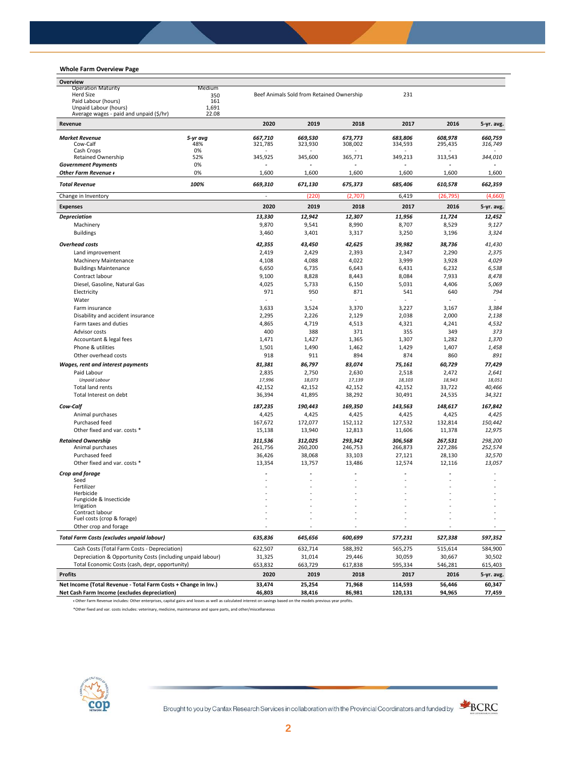## Whole Farm Overview Page

| Overview | | | | | | | |
|---|---|---|---|---|---|---|---|
| Operation Maturity | Medium | | | | | | |
| Herd Size | 350 | Beef Animals Sold from Retained Ownership | | | 231 | | |
| Paid Labour (hours) | 161 | | | | | | |
| Unpaid Labour (hours) | 1,691 | | | | | | |
| Average wages - paid and unpaid ($/hr) | 22.08 | | | | | | |

| **Revenue** | | **2020** | **2019** | **2018** | **2017** | **2016** | **5-yr. avg.** |
|---|---|---|---|---|---|---|---|
| ***Market Revenue*** | *5-yr avg* | *667,710* | *669,530* | *673,773* | *683,806* | *608,978* | *660,759* |
| Cow-Calf | 48% | 321,785 | 323,930 | 308,002 | 334,593 | 295,435 | *316,749* |
| Cash Crops | 0% | - | - | - | - | - | - |
| Retained Ownership | 52% | 345,925 | 345,600 | 365,771 | 349,213 | 313,543 | *344,010* |
| ***Government Payments*** | 0% | - | - | - | - | - | - |
| ***Other Farm Revenue ♦*** | 0% | 1,600 | 1,600 | 1,600 | 1,600 | 1,600 | 1,600 |
| ***Total Revenue*** | ***100%*** | ***669,310*** | ***671,130*** | ***675,373*** | ***685,406*** | ***610,578*** | ***662,359*** |
| Change in Inventory | | - | (220) | (2,707) | 6,419 | (26,795) | (4,660) |
| **Expenses** | | **2020** | **2019** | **2018** | **2017** | **2016** | **5-yr. avg.** |
| ***Depreciation*** | | ***13,330*** | ***12,942*** | ***12,307*** | ***11,956*** | ***11,724*** | ***12,452*** |
| Machinery | | 9,870 | 9,541 | 8,990 | 8,707 | 8,529 | *9,127* |
| Buildings | | 3,460 | 3,401 | 3,317 | 3,250 | 3,196 | *3,324* |
| ***Overhead costs*** | | ***42,355*** | ***43,450*** | ***42,625*** | ***39,982*** | ***38,736*** | *41,430* |
| Land improvement | | 2,419 | 2,429 | 2,393 | 2,347 | 2,290 | *2,375* |
| Machinery Maintenance | | 4,108 | 4,088 | 4,022 | 3,999 | 3,928 | *4,029* |
| Buildings Maintenance | | 6,650 | 6,735 | 6,643 | 6,431 | 6,232 | *6,538* |
| Contract labour | | 9,100 | 8,828 | 8,443 | 8,084 | 7,933 | *8,478* |
| Diesel, Gasoline, Natural Gas | | 4,025 | 5,733 | 6,150 | 5,031 | 4,406 | *5,069* |
| Electricity | | 971 | 950 | 871 | 541 | 640 | *794* |
| Water | | - | - | - | - | - | - |
| Farm insurance | | 3,633 | 3,524 | 3,370 | 3,227 | 3,167 | *3,384* |
| Disability and accident insurance | | 2,295 | 2,226 | 2,129 | 2,038 | 2,000 | *2,138* |
| Farm taxes and duties | | 4,865 | 4,719 | 4,513 | 4,321 | 4,241 | *4,532* |
| Advisor costs | | 400 | 388 | 371 | 355 | 349 | *373* |
| Accountant & legal fees | | 1,471 | 1,427 | 1,365 | 1,307 | 1,282 | *1,370* |
| Phone & utilities | | 1,501 | 1,490 | 1,462 | 1,429 | 1,407 | *1,458* |
| Other overhead costs | | 918 | 911 | 894 | 874 | 860 | *891* |
| ***Wages, rent and interest payments*** | | ***81,381*** | ***86,797*** | ***83,074*** | ***75,161*** | ***60,729*** | ***77,429*** |
| Paid Labour | | 2,835 | 2,750 | 2,630 | 2,518 | 2,472 | *2,641* |
| *Unpaid Labour* | | *17,996* | *18,073* | *17,139* | *18,103* | *18,943* | *18,051* |
| Total land rents | | 42,152 | 42,152 | 42,152 | 42,152 | 33,722 | *40,466* |
| Total Interest on debt | | 36,394 | 41,895 | 38,292 | 30,491 | 24,535 | *34,321* |
| ***Cow-Calf*** | | ***187,235*** | ***190,443*** | ***169,350*** | ***143,563*** | ***148,617*** | ***167,842*** |
| Animal purchases | | 4,425 | 4,425 | 4,425 | 4,425 | 4,425 | *4,425* |
| Purchased feed | | 167,672 | 172,077 | 152,112 | 127,532 | 132,814 | *150,442* |
| Other fixed and var. costs * | | 15,138 | 13,940 | 12,813 | 11,606 | 11,378 | *12,975* |
| ***Retained Ownership*** | | ***311,536*** | ***312,025*** | ***293,342*** | ***306,568*** | ***267,531*** | *298,200* |
| Animal purchases | | 261,756 | 260,200 | 246,753 | 266,873 | 227,286 | *252,574* |
| Purchased feed | | 36,426 | 38,068 | 33,103 | 27,121 | 28,130 | *32,570* |
| Other fixed and var. costs * | | 13,354 | 13,757 | 13,486 | 12,574 | 12,116 | *13,057* |
| ***Crop and forage*** | | - | - | - | - | - | - |
| Seed | | - | - | - | - | - | - |
| Fertilizer | | - | - | - | - | - | - |
| Herbicide | | - | - | - | - | - | - |
| Fungicide & Insecticide | | - | - | - | - | - | - |
| Irrigation | | - | - | - | - | - | - |
| Contract labour | | - | - | - | - | - | - |
| Fuel costs (crop & forage) | | - | - | - | - | - | - |
| Other crop and forage | | - | - | - | - | - | - |
| ***Total Farm Costs (excludes unpaid labour)*** | | ***635,836*** | ***645,656*** | ***600,699*** | ***577,231*** | ***527,338*** | ***597,352*** |
| Cash Costs (Total Farm Costs - Depreciation) | | 622,507 | 632,714 | 588,392 | 565,275 | 515,614 | 584,900 |
| Depreciation & Opportunity Costs (including unpaid labour) | | 31,325 | 31,014 | 29,446 | 30,059 | 30,667 | 30,502 |
| Total Economic Costs (cash, depr, opportunity) | | 653,832 | 663,729 | 617,838 | 595,334 | 546,281 | 615,403 |
| **Profits** | | **2020** | **2019** | **2018** | **2017** | **2016** | **5-yr. avg.** |
| **Net Income (Total Revenue - Total Farm Costs + Change in Inv.)** | | **33,474** | **25,254** | **71,968** | **114,593** | **56,446** | **60,347** |
| **Net Cash Farm Income (excludes depreciation)** | | **46,803** | **38,416** | **86,981** | **120,131** | **94,965** | **77,459** |

♦ Other Farm Revenue includes: Other enterprises, capital gains and losses as well as calculated interest on savings based on the models previous year profits.

*Other fixed and var. costs includes: veterinary, medicine, maintenance and spare parts, and other/miscellaneous

Brought to you by Canfax Research Services in collaboration with the Provincial Coordinators and funded by BCRC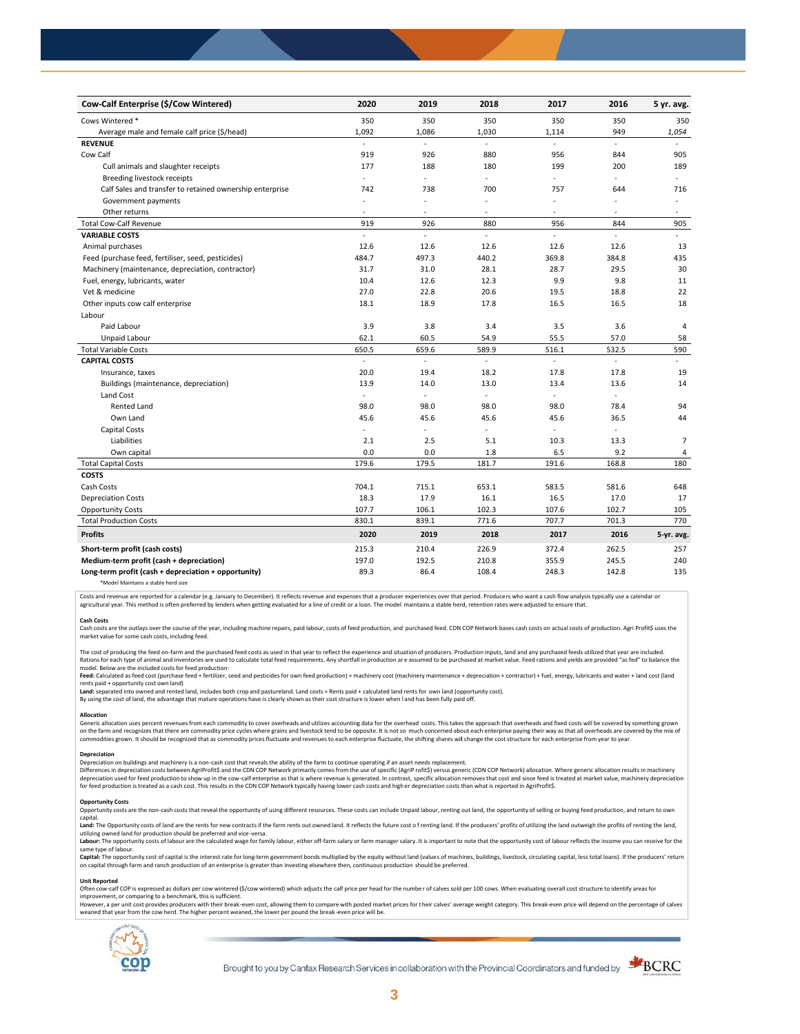| Cow-Calf Enterprise ($/Cow Wintered) | 2020 | 2019 | 2018 | 2017 | 2016 | 5 yr. avg. |
|---|---|---|---|---|---|---|
| Cows Wintered * | 350 | 350 | 350 | 350 | 350 | 350 |
| Average male and female calf price ($/head) | 1,092 | 1,086 | 1,030 | 1,114 | 949 | *1,054* |
| **REVENUE** | - | - | - | - | - | - |
| Cow Calf | 919 | 926 | 880 | 956 | 844 | 905 |
| Cull animals and slaughter receipts | 177 | 188 | 180 | 199 | 200 | 189 |
| Breeding livestock receipts | - | - | - | - | - | - |
| Calf Sales and transfer to retained ownership enterprise | 742 | 738 | 700 | 757 | 644 | 716 |
| Government payments | - | - | - | - | - | - |
| Other returns | - | - | - | - | - | - |
| Total Cow-Calf Revenue | 919 | 926 | 880 | 956 | 844 | 905 |
| **VARIABLE COSTS** | - | - | - | - | - | - |
| Animal purchases | 12.6 | 12.6 | 12.6 | 12.6 | 12.6 | 13 |
| Feed (purchase feed, fertiliser, seed, pesticides) | 484.7 | 497.3 | 440.2 | 369.8 | 384.8 | 435 |
| Machinery (maintenance, depreciation, contractor) | 31.7 | 31.0 | 28.1 | 28.7 | 29.5 | 30 |
| Fuel, energy, lubricants, water | 10.4 | 12.6 | 12.3 | 9.9 | 9.8 | 11 |
| Vet & medicine | 27.0 | 22.8 | 20.6 | 19.5 | 18.8 | 22 |
| Other inputs cow calf enterprise | 18.1 | 18.9 | 17.8 | 16.5 | 16.5 | 18 |
| Labour | | | | | | |
| Paid Labour | 3.9 | 3.8 | 3.4 | 3.5 | 3.6 | 4 |
| Unpaid Labour | 62.1 | 60.5 | 54.9 | 55.5 | 57.0 | 58 |
| Total Variable Costs | 650.5 | 659.6 | 589.9 | 516.1 | 532.5 | 590 |
| **CAPITAL COSTS** | - | - | - | - | - | - |
| Insurance, taxes | 20.0 | 19.4 | 18.2 | 17.8 | 17.8 | 19 |
| Buildings (maintenance, depreciation) | 13.9 | 14.0 | 13.0 | 13.4 | 13.6 | 14 |
| Land Cost | - | - | - | - | - | |
| Rented Land | 98.0 | 98.0 | 98.0 | 98.0 | 78.4 | 94 |
| Own Land | 45.6 | 45.6 | 45.6 | 45.6 | 36.5 | 44 |
| Capital Costs | - | - | - | - | - | |
| Liabilities | 2.1 | 2.5 | 5.1 | 10.3 | 13.3 | 7 |
| Own capital | 0.0 | 0.0 | 1.8 | 6.5 | 9.2 | 4 |
| Total Capital Costs | 179.6 | 179.5 | 181.7 | 191.6 | 168.8 | 180 |
| **COSTS** | | | | | | |
| Cash Costs | 704.1 | 715.1 | 653.1 | 583.5 | 581.6 | 648 |
| Depreciation Costs | 18.3 | 17.9 | 16.1 | 16.5 | 17.0 | 17 |
| Opportunity Costs | 107.7 | 106.1 | 102.3 | 107.6 | 102.7 | 105 |
| Total Production Costs | 830.1 | 839.1 | 771.6 | 707.7 | 701.3 | 770 |
| **Profits** | **2020** | **2019** | **2018** | **2017** | **2016** | **5-yr. avg.** |
| **Short-term profit (cash costs)** | 215.3 | 210.4 | 226.9 | 372.4 | 262.5 | 257 |
| **Medium-term profit (cash + depreciation)** | 197.0 | 192.5 | 210.8 | 355.9 | 245.5 | 240 |
| **Long-term profit (cash + depreciation + opportunity)** | 89.3 | 86.4 | 108.4 | 248.3 | 142.8 | 135 |

*Model Maintains a stable herd size

Costs and revenue are reported for a calendar (e.g. January to December). It reflects revenue and expenses that a producer experiences over that period. Producers who want a cash flow analysis typically use a calendar or agricultural year. This method is often preferred by lenders when getting evaluated for a line of credit or a loan. The model maintains a stable herd, retention rates were adjusted to ensure that.

**Cash Costs**

Cash costs are the outlays over the course of the year, including machine repairs, paid labour, costs of feed production, and purchased feed. CDN COP Network bases cash costs on actual costs of production. Agri Profit$ uses the market value for some cash costs, including feed.

The cost of producing the feed on-farm and the purchased feed costs as used in that year to reflect the experience and situation of producers. Production inputs, land and any purchased feeds utilized that year are included. Rations for each type of animal and inventories are used to calculate total feed requirements. Any shortfall in production are assumed to be purchased at market value. Feed rations and yields are provided "as fed" to balance the model. Below are the included costs for feed production:

**Feed:** Calculated as feed cost (purchase feed + fertilizer, seed and pesticides for own feed production) + machinery cost (machinery maintenance + depreciation + contractor) + fuel, energy, lubricants and water + land cost (land rents paid + opportunity cost own land)

**Land:** separated into owned and rented land, includes both crop and pastureland. Land costs = Rents paid + calculated land rents for own land (opportunity cost).

By using the cost of land, the advantage that mature operations have is clearly shown as their cost structure is lower when land has been fully paid off.

**Allocation**

Generic allocation uses percent revenues from each commodity to cover overheads and utilizes accounting data for the overhead costs. This takes the approach that overheads and fixed costs will be covered by something grown on the farm and recognizes that there are commodity price cycles where grains and livestock tend to be opposite. It is not so much concerned about each enterprise paying their way as that all overheads are covered by the mix of commodities grown. It should be recognized that as commodity prices fluctuate and revenues to each enterprise fluctuate, the shifting shares will change the cost structure for each enterprise from year to year.

**Depreciation**

Depreciation on buildings and machinery is a non-cash cost that reveals the ability of the farm to continue operating if an asset needs replacement.

Differences in depreciation costs between AgriProfit$ and the CDN COP Network primarily comes from the use of specific (AgriProfit$) versus generic (CDN COP Network) allocation. Where generic allocation results in machinery depreciation used for feed production to show up in the cow-calf enterprise as that is where revenue is generated. In contrast, specific allocation removes that cost and since feed is treated at market value, machinery depreciation for feed production is treated as a cash cost. This results in the CDN COP Network typically having lower cash costs and higher depreciation costs than what is reported in AgriProfit$.

**Opportunity Costs**

Opportunity costs are the non-cash costs that reveal the opportunity of using different resources. These costs can include Unpaid labour, renting out land, the opportunity of selling or buying feed production, and return to own capital.

**Land:** The Opportunity costs of land are the rents for new contracts if the farm rents out owned land. It reflects the future cost of renting land. If the producers' profits of utilizing the land outweigh the profits of renting the land, utilizing owned land for production should be preferred and vice-versa.

**Labour:** The opportunity costs of labour are the calculated wage for family labour, either off-farm salary or farm manager salary. It is important to note that the opportunity cost of labour reflects the income you can receive for the same type of labour.

**Capital:** The opportunity cost of capital is the interest rate for long-term government bonds multiplied by the equity without land (values of machines, buildings, livestock, circulating capital, less total loans). If the producers' return on capital through farm and ranch production of an enterprise is greater than investing elsewhere then, continuous production should be preferred.

**Unit Reported**

Often cow-calf COP is expressed as dollars per cow wintered ($/cow wintered) which adjusts the calf price per head for the number of calves sold per 100 cows. When evaluating overall cost structure to identify areas for improvement, or comparing to a benchmark, this is sufficient.

However, a per unit cost provides producers with their break-even cost, allowing them to compare with posted market prices for their calves' average weight category. This break-even price will depend on the percentage of calves weaned that year from the cow herd. The higher percent weaned, the lower per pound the break-even price will be.

Brought to you by Canfax Research Services in collaboration with the Provincial Coordinators and funded by BCRC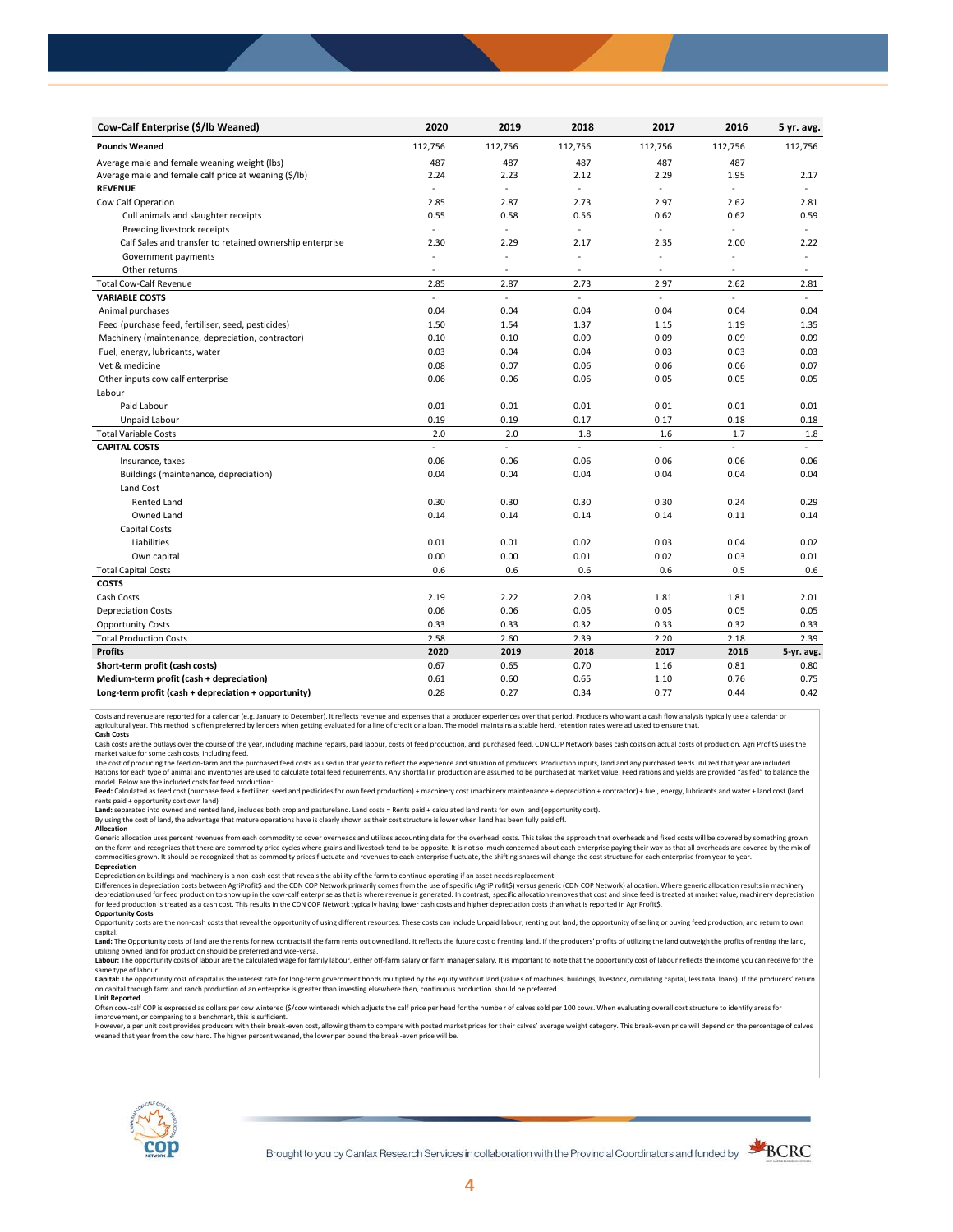| Cow-Calf Enterprise ($/lb Weaned) | 2020 | 2019 | 2018 | 2017 | 2016 | 5 yr. avg. |
|---|---|---|---|---|---|---|
| **Pounds Weaned** | 112,756 | 112,756 | 112,756 | 112,756 | 112,756 | 112,756 |
| Average male and female weaning weight (lbs) | 487 | 487 | 487 | 487 | 487 | |
| Average male and female calf price at weaning ($/lb) | 2.24 | 2.23 | 2.12 | 2.29 | 1.95 | 2.17 |
| **REVENUE** | - | - | - | - | - | - |
| Cow Calf Operation | 2.85 | 2.87 | 2.73 | 2.97 | 2.62 | 2.81 |
| Cull animals and slaughter receipts | 0.55 | 0.58 | 0.56 | 0.62 | 0.62 | 0.59 |
| Breeding livestock receipts | - | - | - | - | - | - |
| Calf Sales and transfer to retained ownership enterprise | 2.30 | 2.29 | 2.17 | 2.35 | 2.00 | 2.22 |
| Government payments | - | - | - | - | - | - |
| Other returns | - | - | - | - | - | - |
| Total Cow-Calf Revenue | 2.85 | 2.87 | 2.73 | 2.97 | 2.62 | 2.81 |
| **VARIABLE COSTS** | - | - | - | - | - | - |
| Animal purchases | 0.04 | 0.04 | 0.04 | 0.04 | 0.04 | 0.04 |
| Feed (purchase feed, fertiliser, seed, pesticides) | 1.50 | 1.54 | 1.37 | 1.15 | 1.19 | 1.35 |
| Machinery (maintenance, depreciation, contractor) | 0.10 | 0.10 | 0.09 | 0.09 | 0.09 | 0.09 |
| Fuel, energy, lubricants, water | 0.03 | 0.04 | 0.04 | 0.03 | 0.03 | 0.03 |
| Vet & medicine | 0.08 | 0.07 | 0.06 | 0.06 | 0.06 | 0.07 |
| Other inputs cow calf enterprise | 0.06 | 0.06 | 0.06 | 0.05 | 0.05 | 0.05 |
| Labour | | | | | | |
| Paid Labour | 0.01 | 0.01 | 0.01 | 0.01 | 0.01 | 0.01 |
| Unpaid Labour | 0.19 | 0.19 | 0.17 | 0.17 | 0.18 | 0.18 |
| Total Variable Costs | 2.0 | 2.0 | 1.8 | 1.6 | 1.7 | 1.8 |
| **CAPITAL COSTS** | - | - | - | - | - | - |
| Insurance, taxes | 0.06 | 0.06 | 0.06 | 0.06 | 0.06 | 0.06 |
| Buildings (maintenance, depreciation) | 0.04 | 0.04 | 0.04 | 0.04 | 0.04 | 0.04 |
| Land Cost | | | | | | |
| Rented Land | 0.30 | 0.30 | 0.30 | 0.30 | 0.24 | 0.29 |
| Owned Land | 0.14 | 0.14 | 0.14 | 0.14 | 0.11 | 0.14 |
| Capital Costs | | | | | | |
| Liabilities | 0.01 | 0.01 | 0.02 | 0.03 | 0.04 | 0.02 |
| Own capital | 0.00 | 0.00 | 0.01 | 0.02 | 0.03 | 0.01 |
| Total Capital Costs | 0.6 | 0.6 | 0.6 | 0.6 | 0.5 | 0.6 |
| **COSTS** | | | | | | |
| Cash Costs | 2.19 | 2.22 | 2.03 | 1.81 | 1.81 | 2.01 |
| Depreciation Costs | 0.06 | 0.06 | 0.05 | 0.05 | 0.05 | 0.05 |
| Opportunity Costs | 0.33 | 0.33 | 0.32 | 0.33 | 0.32 | 0.33 |
| Total Production Costs | 2.58 | 2.60 | 2.39 | 2.20 | 2.18 | 2.39 |
| **Profits** | **2020** | **2019** | **2018** | **2017** | **2016** | **5-yr. avg.** |
| **Short-term profit (cash costs)** | 0.67 | 0.65 | 0.70 | 1.16 | 0.81 | 0.80 |
| **Medium-term profit (cash + depreciation)** | 0.61 | 0.60 | 0.65 | 1.10 | 0.76 | 0.75 |
| **Long-term profit (cash + depreciation + opportunity)** | 0.28 | 0.27 | 0.34 | 0.77 | 0.44 | 0.42 |

Costs and revenue are reported for a calendar (e.g. January to December). It reflects revenue and expenses that a producer experiences over that period. Producers who want a cash flow analysis typically use a calendar or agricultural year. This method is often preferred by lenders when getting evaluated for a line of credit or a loan. The model maintains a stable herd, retention rates were adjusted to ensure that.

**Cash Costs**

Cash costs are the outlays over the course of the year, including machine repairs, paid labour, costs of feed production, and purchased feed. CDN COP Network bases cash costs on actual costs of production. Agri Profit$ uses the market value for some cash costs, including feed.

The cost of producing the feed on-farm and the purchased feed costs as used in that year to reflect the experience and situation of producers. Production inputs, land and any purchased feeds utilized that year are included. Rations for each type of animal and inventories are used to calculate total feed requirements. Any shortfall in production are assumed to be purchased at market value. Feed rations and yields are provided "as fed" to balance the model. Below are the included costs for feed production:

**Feed:** Calculated as feed cost (purchase feed + fertilizer, seed and pesticides for own feed production) + machinery cost (machinery maintenance + depreciation + contractor) + fuel, energy, lubricants and water + land cost (land rents paid + opportunity cost own land)

**Land:** separated into owned and rented land, includes both crop and pastureland. Land costs = Rents paid + calculated land rents for own land (opportunity cost).

By using the cost of land, the advantage that mature operations have is clearly shown as their cost structure is lower when land has been fully paid off.

**Allocation**

Generic allocation uses percent revenues from each commodity to cover overheads and utilizes accounting data for the overhead costs. This takes the approach that overheads and fixed costs will be covered by something grown on the farm and recognizes that there are commodity price cycles where grains and livestock tend to be opposite. It is not so much concerned about each enterprise paying their way as that all overheads are covered by the mix of commodities grown. It should be recognized that as commodity prices fluctuate and revenues to each enterprise fluctuate, the shifting shares will change the cost structure for each enterprise from year to year.

**Depreciation**

Depreciation on buildings and machinery is a non-cash cost that reveals the ability of the farm to continue operating if an asset needs replacement.

Differences in depreciation costs between AgriProfit$ and the CDN COP Network primarily comes from the use of specific (AgriP rofit$) versus generic (CDN COP Network) allocation. Where generic allocation results in machinery depreciation used for feed production to show up in the cow-calf enterprise as that is where revenue is generated. In contrast, specific allocation removes that cost and since feed is treated at market value, machinery depreciation for feed production is treated as a cash cost. This results in the CDN COP Network typically having lower cash costs and higher depreciation costs than what is reported in AgriProfit$.

**Opportunity Costs**

Opportunity costs are the non-cash costs that reveal the opportunity of using different resources. These costs can include Unpaid labour, renting out land, the opportunity of selling or buying feed production, and return to own capital.

**Land:** The Opportunity costs of land are the rents for new contracts if the farm rents out owned land. It reflects the future cost of renting land. If the producers' profits of utilizing the land outweigh the profits of renting the land, utilizing owned land for production should be preferred and vice-versa.

**Labour:** The opportunity costs of labour are the calculated wage for family labour, either off-farm salary or farm manager salary. It is important to note that the opportunity cost of labour reflects the income you can receive for the same type of labour.

**Capital:** The opportunity cost of capital is the interest rate for long-term government bonds multiplied by the equity without land (values of machines, buildings, livestock, circulating capital, less total loans). If the producers' return on capital through farm and ranch production of an enterprise is greater than investing elsewhere then, continuous production should be preferred.

**Unit Reported**

Often cow-calf COP is expressed as dollars per cow wintered ($/cow wintered) which adjusts the calf price per head for the number of calves sold per 100 cows. When evaluating overall cost structure to identify areas for improvement, or comparing to a benchmark, this is sufficient.

However, a per unit cost provides producers with their break-even cost, allowing them to compare with posted market prices for their calves' average weight category. This break-even price will depend on the percentage of calves weaned that year from the cow herd. The higher percent weaned, the lower per pound the break-even price will be.

Brought to you by Canfax Research Services in collaboration with the Provincial Coordinators and funded by BCRC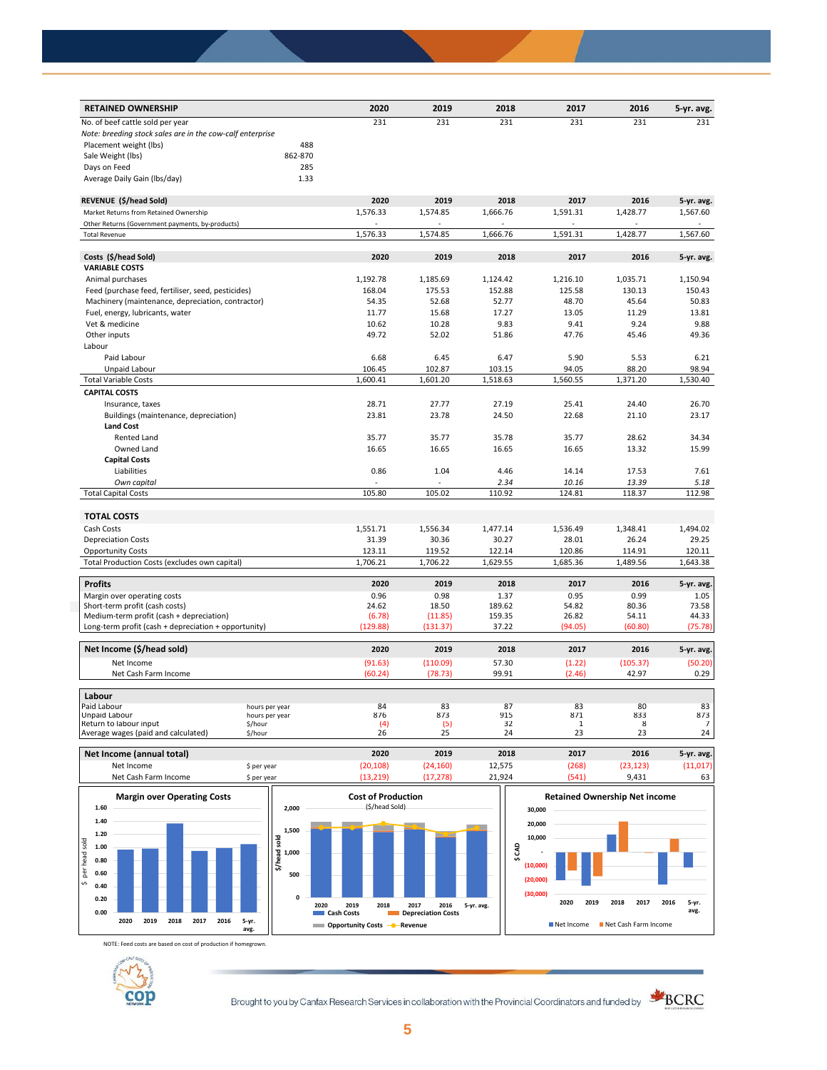| RETAINED OWNERSHIP | | 2020 | 2019 | 2018 | 2017 | 2016 | 5-yr. avg. |
|---|---|---|---|---|---|---|---|
| No. of beef cattle sold per year | | 231 | 231 | 231 | 231 | 231 | 231 |
| *Note: breeding stock sales are in the cow-calf enterprise* | | | | | | | |
| Placement weight (lbs) | 488 | | | | | | |
| Sale Weight (lbs) | 862-870 | | | | | | |
| Days on Feed | 285 | | | | | | |
| Average Daily Gain (lbs/day) | 1.33 | | | | | | |

| REVENUE ($/head Sold) | 2020 | 2019 | 2018 | 2017 | 2016 | 5-yr. avg. |
|---|---|---|---|---|---|---|
| Market Returns from Retained Ownership | 1,576.33 | 1,574.85 | 1,666.76 | 1,591.31 | 1,428.77 | 1,567.60 |
| Other Returns (Government payments, by-products) | - | - | - | - | - | - |
| Total Revenue | 1,576.33 | 1,574.85 | 1,666.76 | 1,591.31 | 1,428.77 | 1,567.60 |

| Costs ($/head Sold) | 2020 | 2019 | 2018 | 2017 | 2016 | 5-yr. avg. |
|---|---|---|---|---|---|---|
| **VARIABLE COSTS** | | | | | | |
| Animal purchases | 1,192.78 | 1,185.69 | 1,124.42 | 1,216.10 | 1,035.71 | 1,150.94 |
| Feed (purchase feed, fertiliser, seed, pesticides) | 168.04 | 175.53 | 152.88 | 125.58 | 130.13 | 150.43 |
| Machinery (maintenance, depreciation, contractor) | 54.35 | 52.68 | 52.77 | 48.70 | 45.64 | 50.83 |
| Fuel, energy, lubricants, water | 11.77 | 15.68 | 17.27 | 13.05 | 11.29 | 13.81 |
| Vet & medicine | 10.62 | 10.28 | 9.83 | 9.41 | 9.24 | 9.88 |
| Other inputs | 49.72 | 52.02 | 51.86 | 47.76 | 45.46 | 49.36 |
| Labour | | | | | | |
| Paid Labour | 6.68 | 6.45 | 6.47 | 5.90 | 5.53 | 6.21 |
| Unpaid Labour | 106.45 | 102.87 | 103.15 | 94.05 | 88.20 | 98.94 |
| Total Variable Costs | 1,600.41 | 1,601.20 | 1,518.63 | 1,560.55 | 1,371.20 | 1,530.40 |
| **CAPITAL COSTS** | | | | | | |
| Insurance, taxes | 28.71 | 27.77 | 27.19 | 25.41 | 24.40 | 26.70 |
| Buildings (maintenance, depreciation) | 23.81 | 23.78 | 24.50 | 22.68 | 21.10 | 23.17 |
| **Land Cost** | | | | | | |
| Rented Land | 35.77 | 35.77 | 35.78 | 35.77 | 28.62 | 34.34 |
| Owned Land | 16.65 | 16.65 | 16.65 | 16.65 | 13.32 | 15.99 |
| **Capital Costs** | | | | | | |
| Liabilities | 0.86 | 1.04 | 4.46 | 14.14 | 17.53 | 7.61 |
| *Own capital* | - | - | *2.34* | *10.16* | *13.39* | *5.18* |
| Total Capital Costs | 105.80 | 105.02 | 110.92 | 124.81 | 118.37 | 112.98 |

| TOTAL COSTS | 2020 | 2019 | 2018 | 2017 | 2016 | 5-yr. avg. |
|---|---|---|---|---|---|---|
| Cash Costs | 1,551.71 | 1,556.34 | 1,477.14 | 1,536.49 | 1,348.41 | 1,494.02 |
| Depreciation Costs | 31.39 | 30.36 | 30.27 | 28.01 | 26.24 | 29.25 |
| Opportunity Costs | 123.11 | 119.52 | 122.14 | 120.86 | 114.91 | 120.11 |
| Total Production Costs (excludes own capital) | 1,706.21 | 1,706.22 | 1,629.55 | 1,685.36 | 1,489.56 | 1,643.38 |

| Profits | 2020 | 2019 | 2018 | 2017 | 2016 | 5-yr. avg. |
|---|---|---|---|---|---|---|
| Margin over operating costs | 0.96 | 0.98 | 1.37 | 0.95 | 0.99 | 1.05 |
| Short-term profit (cash costs) | 24.62 | 18.50 | 189.62 | 54.82 | 80.36 | 73.58 |
| Medium-term profit (cash + depreciation) | (6.78) | (11.85) | 159.35 | 26.82 | 54.11 | 44.33 |
| Long-term profit (cash + depreciation + opportunity) | (129.88) | (131.37) | 37.22 | (94.05) | (60.80) | (75.78) |

| Net Income ($/head sold) | 2020 | 2019 | 2018 | 2017 | 2016 | 5-yr. avg. |
|---|---|---|---|---|---|---|
| Net Income | (91.63) | (110.09) | 57.30 | (1.22) | (105.37) | (50.20) |
| Net Cash Farm Income | (60.24) | (78.73) | 99.91 | (2.46) | 42.97 | 0.29 |

| Labour | | 2020 | 2019 | 2018 | 2017 | 2016 | 5-yr. avg. |
|---|---|---|---|---|---|---|---|
| Paid Labour | hours per year | 84 | 83 | 87 | 83 | 80 | 83 |
| Unpaid Labour | hours per year | 876 | 873 | 915 | 871 | 833 | 873 |
| Return to labour input | $/hour | (4) | (5) | 32 | 1 | 8 | 7 |
| Average wages (paid and calculated) | $/hour | 26 | 25 | 24 | 23 | 23 | 24 |

| Net Income (annual total) | | 2020 | 2019 | 2018 | 2017 | 2016 | 5-yr. avg. |
|---|---|---|---|---|---|---|---|
| Net Income | $ per year | (20,108) | (24,160) | 12,575 | (268) | (23,123) | (11,017) |
| Net Cash Farm Income | $ per year | (13,219) | (17,278) | 21,924 | (541) | 9,431 | 63 |

**Margin over Operating Costs**

**Cost of Production** ($/head Sold)

**Retained Ownership Net income**

NOTE: Feed costs are based on cost of production if homegrown.

Brought to you by Canfax Research Services in collaboration with the Provincial Coordinators and funded by BCRC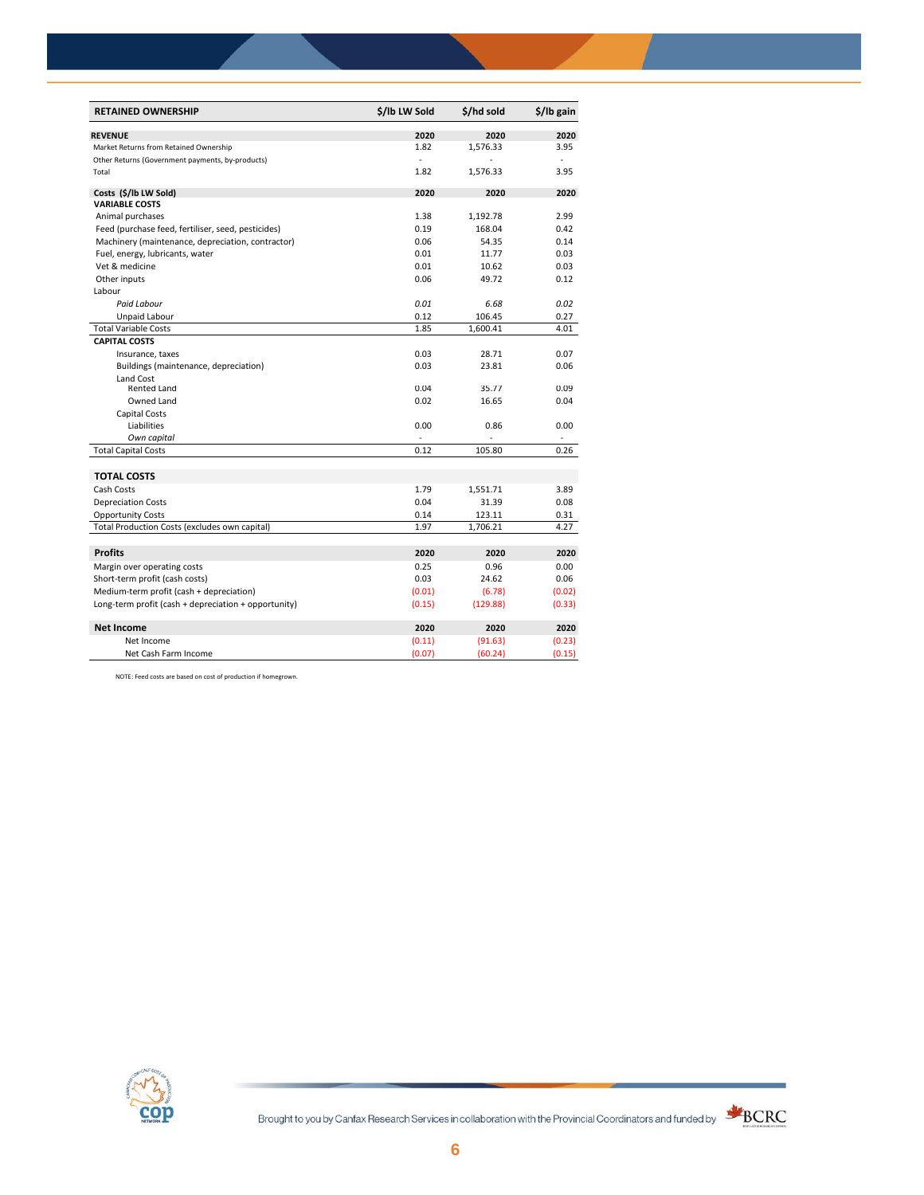| RETAINED OWNERSHIP | $/lb LW Sold | $/hd sold | $/lb gain |
|---|---|---|---|
| **REVENUE** | **2020** | **2020** | **2020** |
| Market Returns from Retained Ownership | 1.82 | 1,576.33 | 3.95 |
| Other Returns (Government payments, by-products) | - | - | - |
| Total | 1.82 | 1,576.33 | 3.95 |
| **Costs ($/lb LW Sold)** | **2020** | **2020** | **2020** |
| **VARIABLE COSTS** | | | |
| Animal purchases | 1.38 | 1,192.78 | 2.99 |
| Feed (purchase feed, fertiliser, seed, pesticides) | 0.19 | 168.04 | 0.42 |
| Machinery (maintenance, depreciation, contractor) | 0.06 | 54.35 | 0.14 |
| Fuel, energy, lubricants, water | 0.01 | 11.77 | 0.03 |
| Vet & medicine | 0.01 | 10.62 | 0.03 |
| Other inputs | 0.06 | 49.72 | 0.12 |
| Labour | | | |
| *Paid Labour* | *0.01* | *6.68* | *0.02* |
| Unpaid Labour | 0.12 | 106.45 | 0.27 |
| Total Variable Costs | 1.85 | 1,600.41 | 4.01 |
| **CAPITAL COSTS** | | | |
| Insurance, taxes | 0.03 | 28.71 | 0.07 |
| Buildings (maintenance, depreciation) | 0.03 | 23.81 | 0.06 |
| Land Cost | | | |
| Rented Land | 0.04 | 35.77 | 0.09 |
| Owned Land | 0.02 | 16.65 | 0.04 |
| Capital Costs | | | |
| Liabilities | 0.00 | 0.86 | 0.00 |
| *Own capital* | - | - | - |
| Total Capital Costs | 0.12 | 105.80 | 0.26 |
| **TOTAL COSTS** | | | |
| Cash Costs | 1.79 | 1,551.71 | 3.89 |
| Depreciation Costs | 0.04 | 31.39 | 0.08 |
| Opportunity Costs | 0.14 | 123.11 | 0.31 |
| Total Production Costs (excludes own capital) | 1.97 | 1,706.21 | 4.27 |
| **Profits** | **2020** | **2020** | **2020** |
| Margin over operating costs | 0.25 | 0.96 | 0.00 |
| Short-term profit (cash costs) | 0.03 | 24.62 | 0.06 |
| Medium-term profit (cash + depreciation) | (0.01) | (6.78) | (0.02) |
| Long-term profit (cash + depreciation + opportunity) | (0.15) | (129.88) | (0.33) |
| **Net Income** | **2020** | **2020** | **2020** |
| Net Income | (0.11) | (91.63) | (0.23) |
| Net Cash Farm Income | (0.07) | (60.24) | (0.15) |

NOTE: Feed costs are based on cost of production if homegrown.

Brought to you by Canfax Research Services in collaboration with the Provincial Coordinators and funded by BCRC